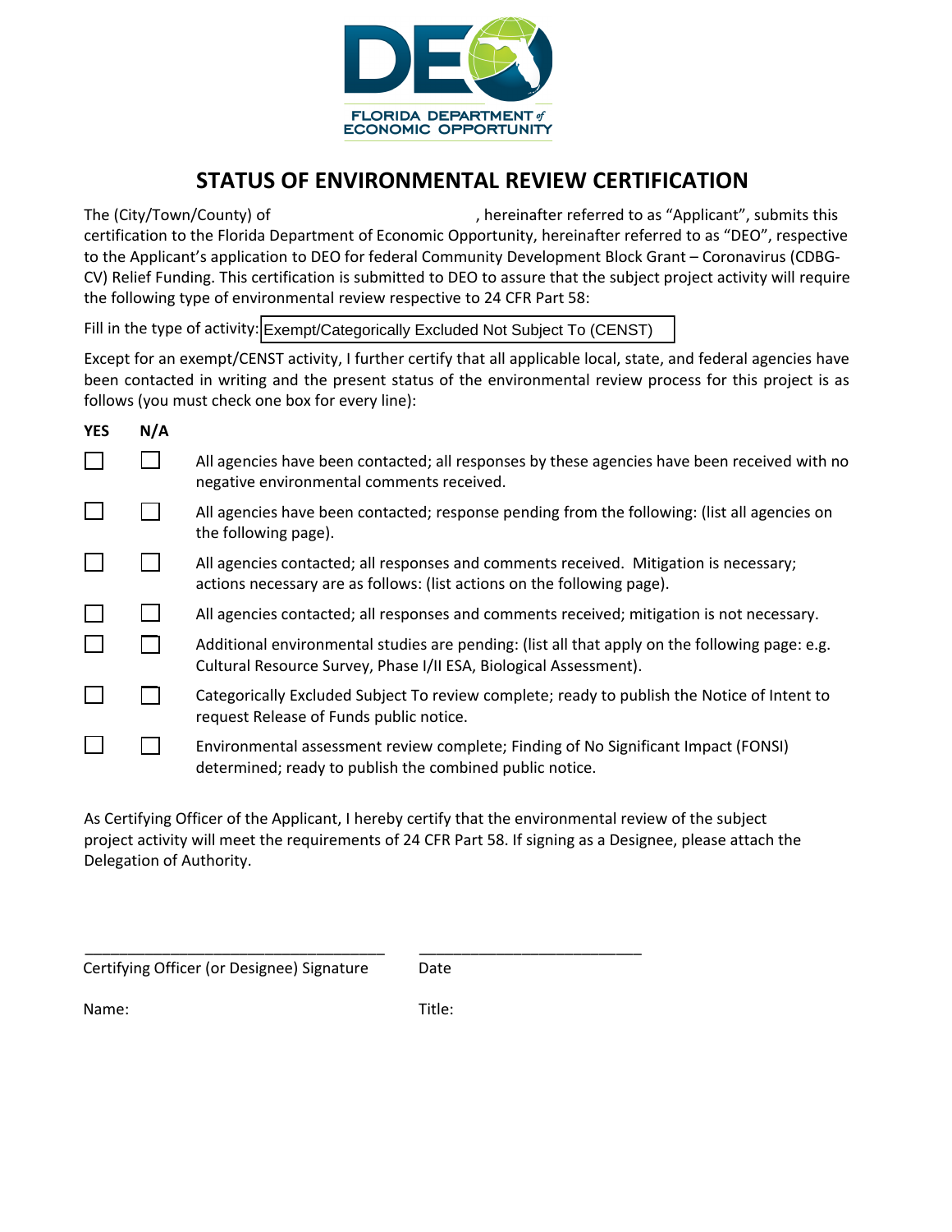FLORIDA DEPARTMENT of ECONOMIC OPPORTUNITY

# STATUS OF ENVIRONMENTAL REVIEW CERTIFICATION

The (City/Town/County) of \_\_\_\_\_\_\_\_\_\_\_\_\_\_\_\_\_\_\_\_, hereinafter referred to as "Applicant", submits this certification to the Florida Department of Economic Opportunity, hereinafter referred to as "DEO", respective to the Applicant's application to DEO for federal Community Development Block Grant – Coronavirus (CDBG-CV) Relief Funding. This certification is submitted to DEO to assure that the subject project activity will require the following type of environmental review respective to 24 CFR Part 58:

Fill in the type of activity: Exempt/Categorically Excluded Not Subject To (CENST)

Except for an exempt/CENST activity, I further certify that all applicable local, state, and federal agencies have been contacted in writing and the present status of the environmental review process for this project is as follows (you must check one box for every line):

| YES | N/A | |
|---|---|---|
| ☐ | ☐ | All agencies have been contacted; all responses by these agencies have been received with no negative environmental comments received. |
| ☐ | ☐ | All agencies have been contacted; response pending from the following: (list all agencies on the following page). |
| ☐ | ☐ | All agencies contacted; all responses and comments received. Mitigation is necessary; actions necessary are as follows: (list actions on the following page). |
| ☐ | ☐ | All agencies contacted; all responses and comments received; mitigation is not necessary. |
| ☐ | ☐ | Additional environmental studies are pending: (list all that apply on the following page: e.g. Cultural Resource Survey, Phase I/II ESA, Biological Assessment). |
| ☐ | ☐ | Categorically Excluded Subject To review complete; ready to publish the Notice of Intent to request Release of Funds public notice. |
| ☐ | ☐ | Environmental assessment review complete; Finding of No Significant Impact (FONSI) determined; ready to publish the combined public notice. |

As Certifying Officer of the Applicant, I hereby certify that the environmental review of the subject project activity will meet the requirements of 24 CFR Part 58. If signing as a Designee, please attach the Delegation of Authority.

\_\_\_\_\_\_\_\_\_\_\_\_\_\_\_\_\_\_\_\_\_\_\_\_\_\_\_\_\_\_\_\_\_\_\_\_ \_\_\_\_\_\_\_\_\_\_\_\_\_\_\_\_\_\_\_\_\_\_\_\_\_\_

Certifying Officer (or Designee) Signature Date

Name: Title: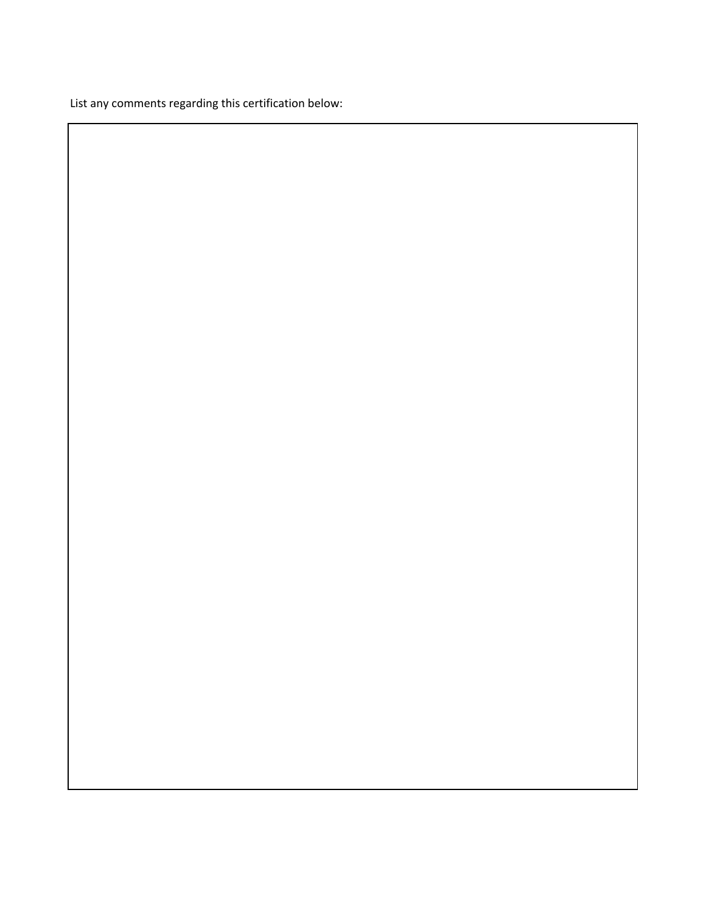List any comments regarding this certification below: